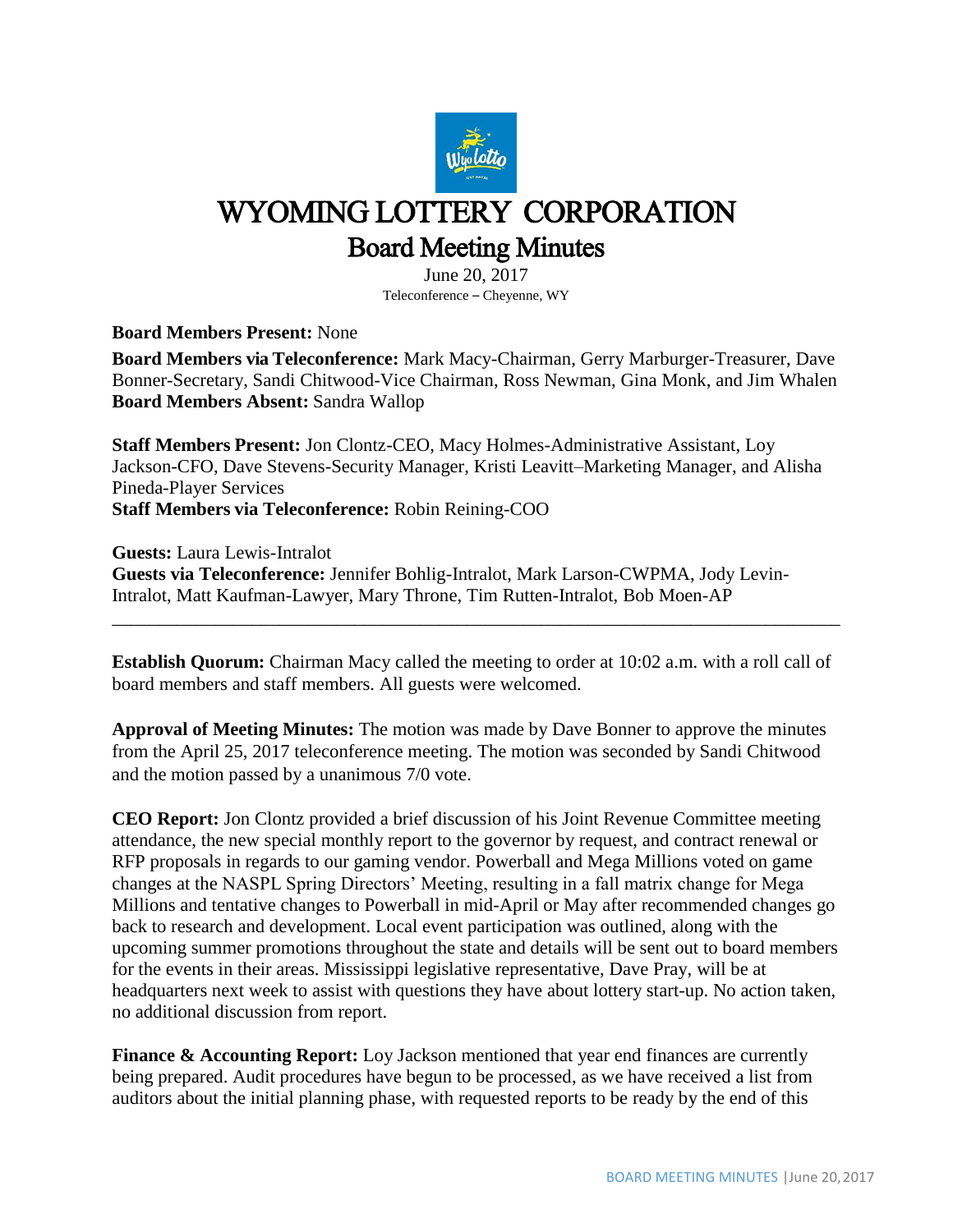# WYOMING LOTTERY CORPORATION

## Board Meeting Minutes

June 20, 2017

Teleconference – Cheyenne, WY

**Board Members Present:** None

**Board Members via Teleconference:** Mark Macy-Chairman, Gerry Marburger-Treasurer, Dave Bonner-Secretary, Sandi Chitwood-Vice Chairman, Ross Newman, Gina Monk, and Jim Whalen

**Board Members Absent:** Sandra Wallop

**Staff Members Present:** Jon Clontz-CEO, Macy Holmes-Administrative Assistant, Loy Jackson-CFO, Dave Stevens-Security Manager, Kristi Leavitt–Marketing Manager, and Alisha Pineda-Player Services

**Staff Members via Teleconference:** Robin Reining-COO

**Guests:** Laura Lewis-Intralot

**Guests via Teleconference:** Jennifer Bohlig-Intralot, Mark Larson-CWPMA, Jody Levin-Intralot, Matt Kaufman-Lawyer, Mary Throne, Tim Rutten-Intralot, Bob Moen-AP

---

**Establish Quorum:** Chairman Macy called the meeting to order at 10:02 a.m. with a roll call of board members and staff members. All guests were welcomed.

**Approval of Meeting Minutes:** The motion was made by Dave Bonner to approve the minutes from the April 25, 2017 teleconference meeting. The motion was seconded by Sandi Chitwood and the motion passed by a unanimous 7/0 vote.

**CEO Report:** Jon Clontz provided a brief discussion of his Joint Revenue Committee meeting attendance, the new special monthly report to the governor by request, and contract renewal or RFP proposals in regards to our gaming vendor. Powerball and Mega Millions voted on game changes at the NASPL Spring Directors' Meeting, resulting in a fall matrix change for Mega Millions and tentative changes to Powerball in mid-April or May after recommended changes go back to research and development. Local event participation was outlined, along with the upcoming summer promotions throughout the state and details will be sent out to board members for the events in their areas. Mississippi legislative representative, Dave Pray, will be at headquarters next week to assist with questions they have about lottery start-up. No action taken, no additional discussion from report.

**Finance & Accounting Report:** Loy Jackson mentioned that year end finances are currently being prepared. Audit procedures have begun to be processed, as we have received a list from auditors about the initial planning phase, with requested reports to be ready by the end of this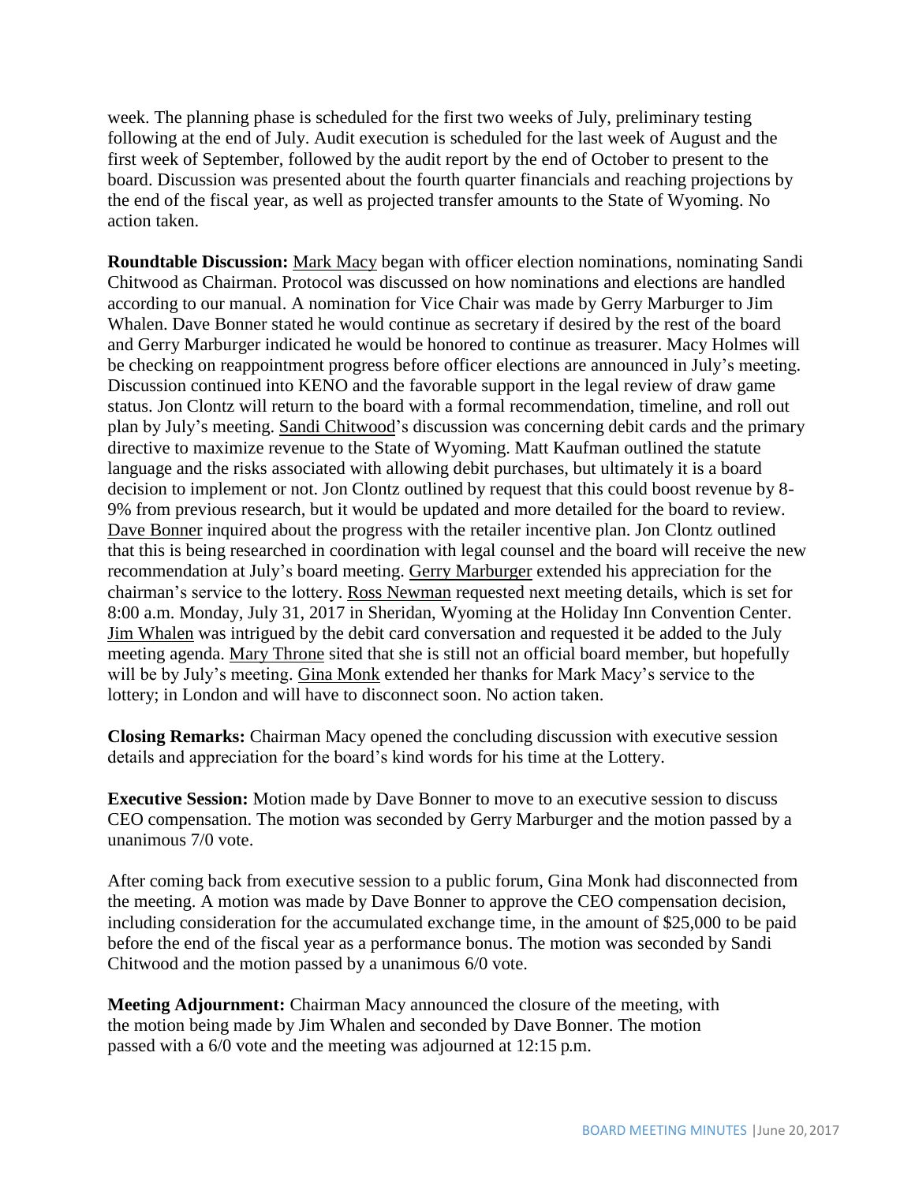week. The planning phase is scheduled for the first two weeks of July, preliminary testing following at the end of July. Audit execution is scheduled for the last week of August and the first week of September, followed by the audit report by the end of October to present to the board. Discussion was presented about the fourth quarter financials and reaching projections by the end of the fiscal year, as well as projected transfer amounts to the State of Wyoming. No action taken.

**Roundtable Discussion:** Mark Macy began with officer election nominations, nominating Sandi Chitwood as Chairman. Protocol was discussed on how nominations and elections are handled according to our manual. A nomination for Vice Chair was made by Gerry Marburger to Jim Whalen. Dave Bonner stated he would continue as secretary if desired by the rest of the board and Gerry Marburger indicated he would be honored to continue as treasurer. Macy Holmes will be checking on reappointment progress before officer elections are announced in July's meeting. Discussion continued into KENO and the favorable support in the legal review of draw game status. Jon Clontz will return to the board with a formal recommendation, timeline, and roll out plan by July's meeting. Sandi Chitwood's discussion was concerning debit cards and the primary directive to maximize revenue to the State of Wyoming. Matt Kaufman outlined the statute language and the risks associated with allowing debit purchases, but ultimately it is a board decision to implement or not. Jon Clontz outlined by request that this could boost revenue by 8-9% from previous research, but it would be updated and more detailed for the board to review. Dave Bonner inquired about the progress with the retailer incentive plan. Jon Clontz outlined that this is being researched in coordination with legal counsel and the board will receive the new recommendation at July's board meeting. Gerry Marburger extended his appreciation for the chairman's service to the lottery. Ross Newman requested next meeting details, which is set for 8:00 a.m. Monday, July 31, 2017 in Sheridan, Wyoming at the Holiday Inn Convention Center. Jim Whalen was intrigued by the debit card conversation and requested it be added to the July meeting agenda. Mary Throne sited that she is still not an official board member, but hopefully will be by July's meeting. Gina Monk extended her thanks for Mark Macy's service to the lottery; in London and will have to disconnect soon. No action taken.

**Closing Remarks:** Chairman Macy opened the concluding discussion with executive session details and appreciation for the board's kind words for his time at the Lottery.

**Executive Session:** Motion made by Dave Bonner to move to an executive session to discuss CEO compensation. The motion was seconded by Gerry Marburger and the motion passed by a unanimous 7/0 vote.

After coming back from executive session to a public forum, Gina Monk had disconnected from the meeting. A motion was made by Dave Bonner to approve the CEO compensation decision, including consideration for the accumulated exchange time, in the amount of $25,000 to be paid before the end of the fiscal year as a performance bonus. The motion was seconded by Sandi Chitwood and the motion passed by a unanimous 6/0 vote.

**Meeting Adjournment:** Chairman Macy announced the closure of the meeting, with the motion being made by Jim Whalen and seconded by Dave Bonner. The motion passed with a 6/0 vote and the meeting was adjourned at 12:15 p.m.